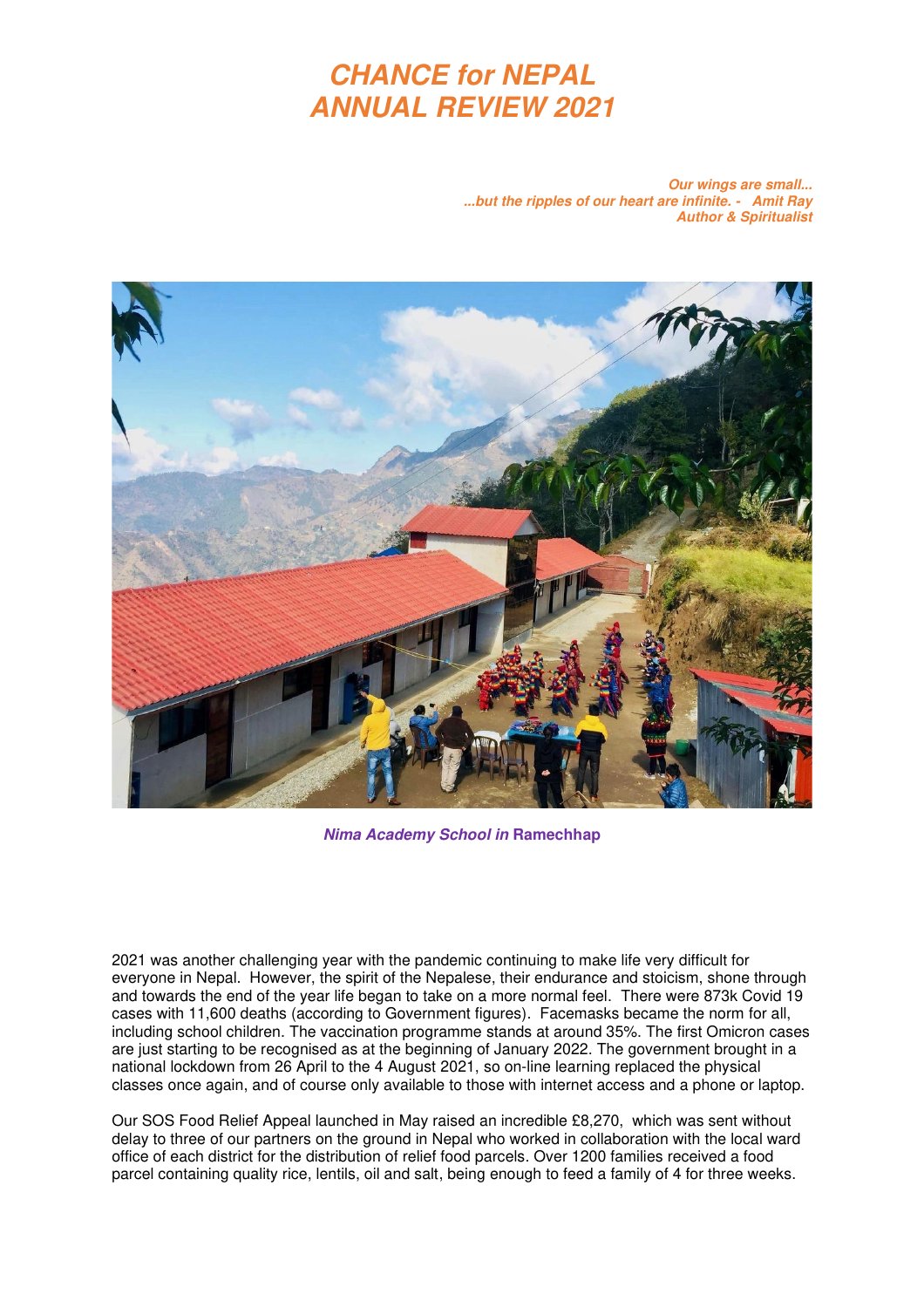# CHANCE for NEPAL
# ANNUAL REVIEW 2021

***Our wings are small...***
***...but the ripples of our heart are infinite. - Amit Ray***
***Author & Spiritualist***

***Nima Academy School in* Ramechhap**

2021 was another challenging year with the pandemic continuing to make life very difficult for everyone in Nepal. However, the spirit of the Nepalese, their endurance and stoicism, shone through and towards the end of the year life began to take on a more normal feel. There were 873k Covid 19 cases with 11,600 deaths (according to Government figures). Facemasks became the norm for all, including school children. The vaccination programme stands at around 35%. The first Omicron cases are just starting to be recognised as at the beginning of January 2022. The government brought in a national lockdown from 26 April to the 4 August 2021, so on-line learning replaced the physical classes once again, and of course only available to those with internet access and a phone or laptop.

Our SOS Food Relief Appeal launched in May raised an incredible £8,270, which was sent without delay to three of our partners on the ground in Nepal who worked in collaboration with the local ward office of each district for the distribution of relief food parcels. Over 1200 families received a food parcel containing quality rice, lentils, oil and salt, being enough to feed a family of 4 for three weeks.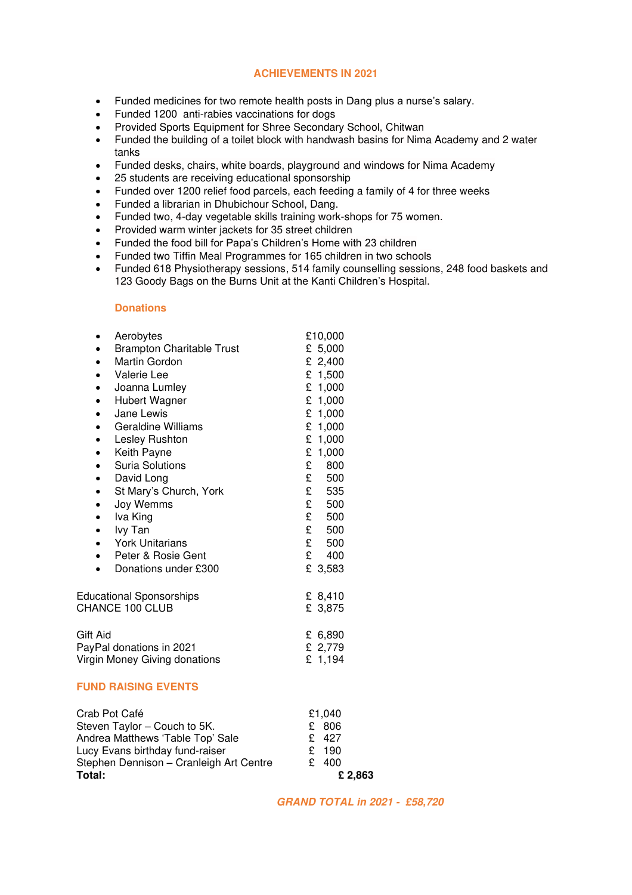## ACHIEVEMENTS IN 2021

- Funded medicines for two remote health posts in Dang plus a nurse's salary.
- Funded 1200 anti-rabies vaccinations for dogs
- Provided Sports Equipment for Shree Secondary School, Chitwan
- Funded the building of a toilet block with handwash basins for Nima Academy and 2 water tanks
- Funded desks, chairs, white boards, playground and windows for Nima Academy
- 25 students are receiving educational sponsorship
- Funded over 1200 relief food parcels, each feeding a family of 4 for three weeks
- Funded a librarian in Dhubichour School, Dang.
- Funded two, 4-day vegetable skills training work-shops for 75 women.
- Provided warm winter jackets for 35 street children
- Funded the food bill for Papa's Children's Home with 23 children
- Funded two Tiffin Meal Programmes for 165 children in two schools
- Funded 618 Physiotherapy sessions, 514 family counselling sessions, 248 food baskets and 123 Goody Bags on the Burns Unit at the Kanti Children's Hospital.

### Donations

- Aerobytes £10,000
- Brampton Charitable Trust £ 5,000
- Martin Gordon £ 2,400
- Valerie Lee £ 1,500
- Joanna Lumley £ 1,000
- Hubert Wagner £ 1,000
- Jane Lewis £ 1,000
- Geraldine Williams £ 1,000
- Lesley Rushton £ 1,000
- Keith Payne £ 1,000
- Suria Solutions £ 800
- David Long £ 500
- St Mary's Church, York £ 535
- Joy Wemms £ 500
- Iva King £ 500
- Ivy Tan £ 500
- York Unitarians £ 500
- Peter & Rosie Gent £ 400
- Donations under £300 £ 3,583

| | |
|---|---|
| Educational Sponsorships | £ 8,410 |
| CHANCE 100 CLUB | £ 3,875 |
| | |
| Gift Aid | £ 6,890 |
| PayPal donations in 2021 | £ 2,779 |
| Virgin Money Giving donations | £ 1,194 |

### FUND RAISING EVENTS

| | |
|---|---|
| Crab Pot Café | £1,040 |
| Steven Taylor – Couch to 5K. | £ 806 |
| Andrea Matthews 'Table Top' Sale | £ 427 |
| Lucy Evans birthday fund-raiser | £ 190 |
| Stephen Dennison – Cranleigh Art Centre | £ 400 |
| **Total:** | **£ 2,863** |

***GRAND TOTAL in 2021 - £58,720***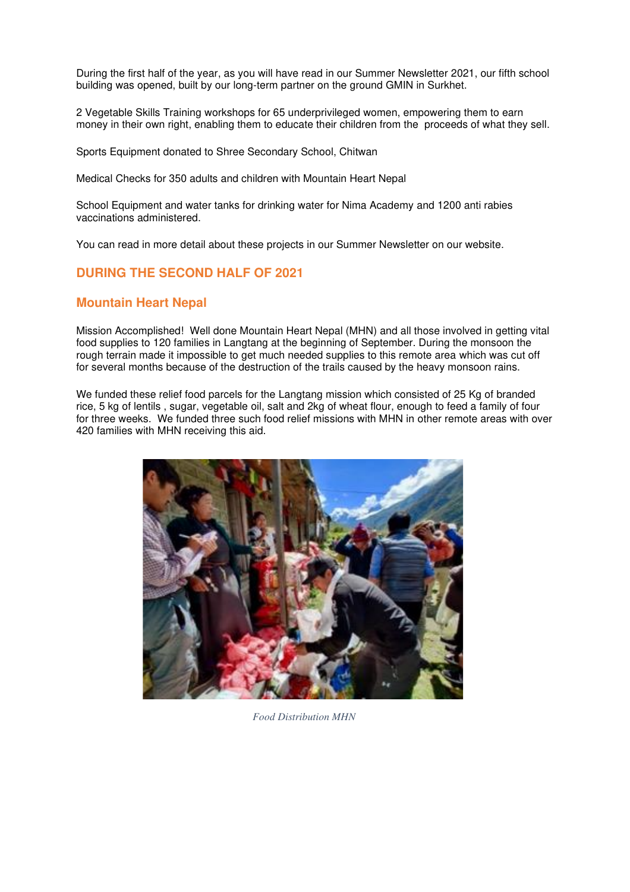During the first half of the year, as you will have read in our Summer Newsletter 2021, our fifth school building was opened, built by our long-term partner on the ground GMIN in Surkhet.

2 Vegetable Skills Training workshops for 65 underprivileged women, empowering them to earn money in their own right, enabling them to educate their children from the proceeds of what they sell.

Sports Equipment donated to Shree Secondary School, Chitwan

Medical Checks for 350 adults and children with Mountain Heart Nepal

School Equipment and water tanks for drinking water for Nima Academy and 1200 anti rabies vaccinations administered.

You can read in more detail about these projects in our Summer Newsletter on our website.

## DURING THE SECOND HALF OF 2021

## Mountain Heart Nepal

Mission Accomplished! Well done Mountain Heart Nepal (MHN) and all those involved in getting vital food supplies to 120 families in Langtang at the beginning of September. During the monsoon the rough terrain made it impossible to get much needed supplies to this remote area which was cut off for several months because of the destruction of the trails caused by the heavy monsoon rains.

We funded these relief food parcels for the Langtang mission which consisted of 25 Kg of branded rice, 5 kg of lentils , sugar, vegetable oil, salt and 2kg of wheat flour, enough to feed a family of four for three weeks. We funded three such food relief missions with MHN in other remote areas with over 420 families with MHN receiving this aid.

*Food Distribution MHN*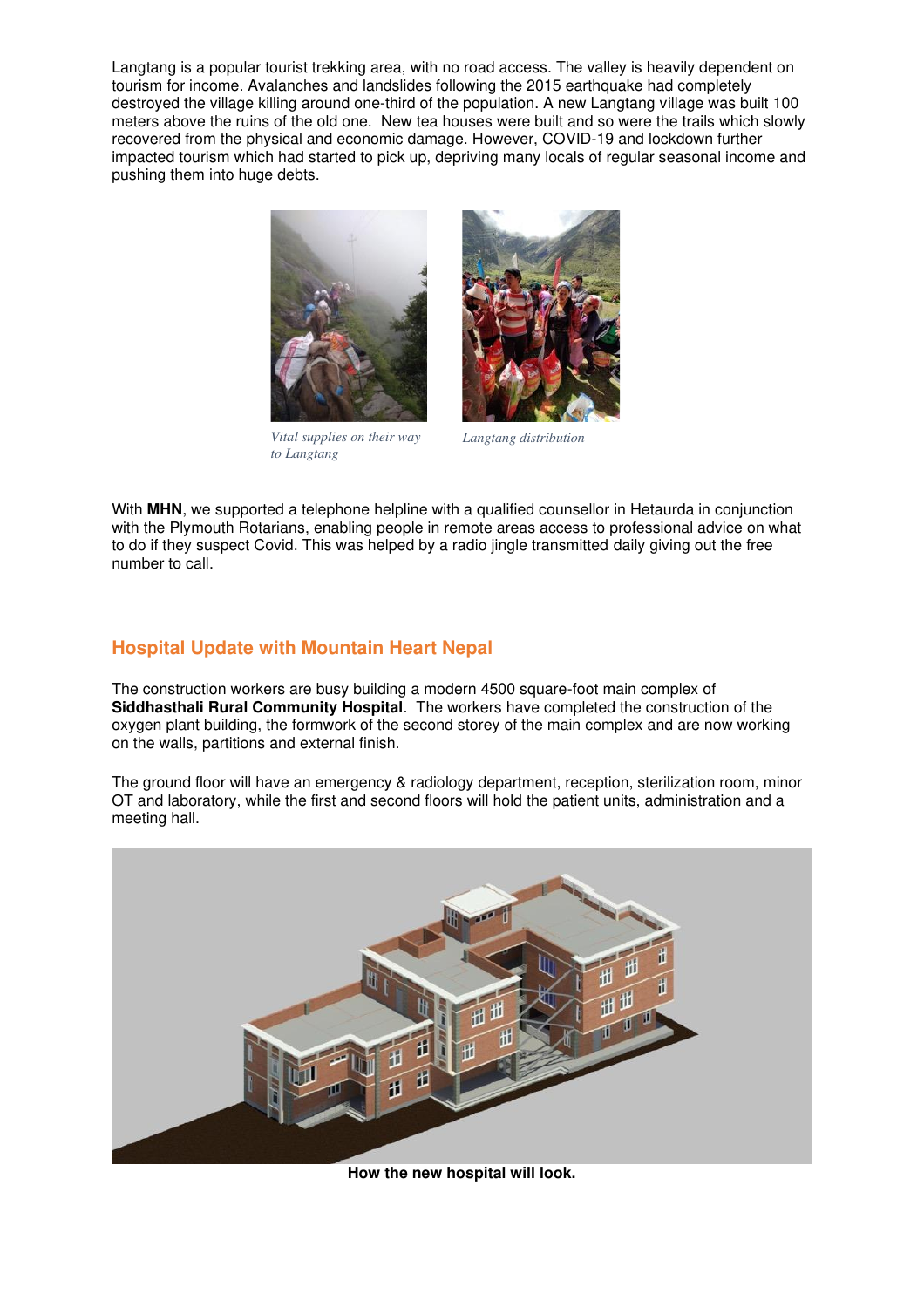Langtang is a popular tourist trekking area, with no road access. The valley is heavily dependent on tourism for income. Avalanches and landslides following the 2015 earthquake had completely destroyed the village killing around one-third of the population. A new Langtang village was built 100 meters above the ruins of the old one. New tea houses were built and so were the trails which slowly recovered from the physical and economic damage. However, COVID-19 and lockdown further impacted tourism which had started to pick up, depriving many locals of regular seasonal income and pushing them into huge debts.

*Vital supplies on their way to Langtang*

*Langtang distribution*

With **MHN**, we supported a telephone helpline with a qualified counsellor in Hetaurda in conjunction with the Plymouth Rotarians, enabling people in remote areas access to professional advice on what to do if they suspect Covid. This was helped by a radio jingle transmitted daily giving out the free number to call.

## Hospital Update with Mountain Heart Nepal

The construction workers are busy building a modern 4500 square-foot main complex of **Siddhasthali Rural Community Hospital**. The workers have completed the construction of the oxygen plant building, the formwork of the second storey of the main complex and are now working on the walls, partitions and external finish.

The ground floor will have an emergency & radiology department, reception, sterilization room, minor OT and laboratory, while the first and second floors will hold the patient units, administration and a meeting hall.

**How the new hospital will look.**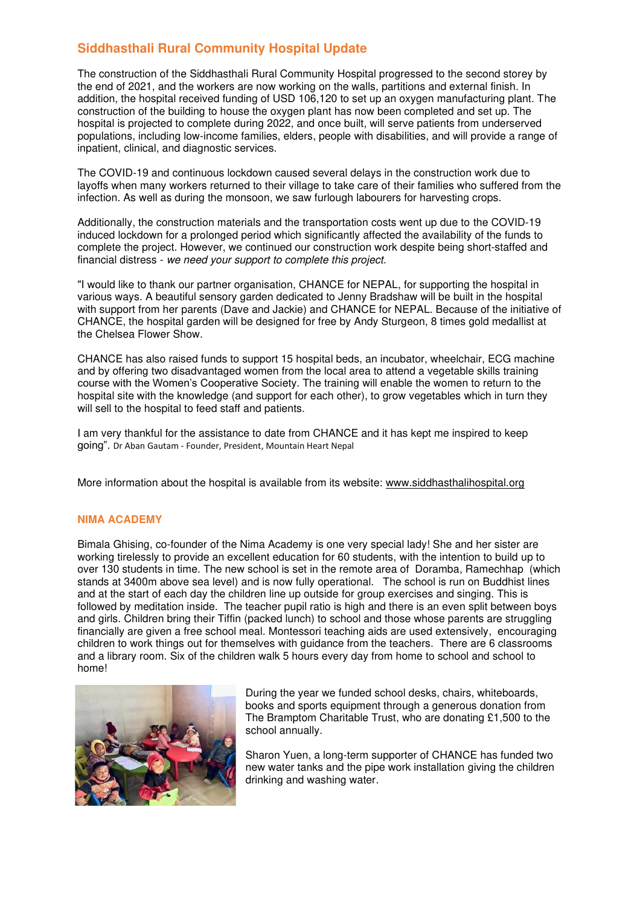## Siddhasthali Rural Community Hospital Update

The construction of the Siddhasthali Rural Community Hospital progressed to the second storey by the end of 2021, and the workers are now working on the walls, partitions and external finish. In addition, the hospital received funding of USD 106,120 to set up an oxygen manufacturing plant. The construction of the building to house the oxygen plant has now been completed and set up. The hospital is projected to complete during 2022, and once built, will serve patients from underserved populations, including low-income families, elders, people with disabilities, and will provide a range of inpatient, clinical, and diagnostic services.

The COVID-19 and continuous lockdown caused several delays in the construction work due to layoffs when many workers returned to their village to take care of their families who suffered from the infection. As well as during the monsoon, we saw furlough labourers for harvesting crops.

Additionally, the construction materials and the transportation costs went up due to the COVID-19 induced lockdown for a prolonged period which significantly affected the availability of the funds to complete the project. However, we continued our construction work despite being short-staffed and financial distress - *we need your support to complete this project.*

"I would like to thank our partner organisation, CHANCE for NEPAL, for supporting the hospital in various ways. A beautiful sensory garden dedicated to Jenny Bradshaw will be built in the hospital with support from her parents (Dave and Jackie) and CHANCE for NEPAL. Because of the initiative of CHANCE, the hospital garden will be designed for free by Andy Sturgeon, 8 times gold medallist at the Chelsea Flower Show.

CHANCE has also raised funds to support 15 hospital beds, an incubator, wheelchair, ECG machine and by offering two disadvantaged women from the local area to attend a vegetable skills training course with the Women's Cooperative Society. The training will enable the women to return to the hospital site with the knowledge (and support for each other), to grow vegetables which in turn they will sell to the hospital to feed staff and patients.

I am very thankful for the assistance to date from CHANCE and it has kept me inspired to keep going". Dr Aban Gautam - Founder, President, Mountain Heart Nepal

More information about the hospital is available from its website: www.siddhasthalihospital.org

### NIMA ACADEMY

Bimala Ghising, co-founder of the Nima Academy is one very special lady! She and her sister are working tirelessly to provide an excellent education for 60 students, with the intention to build up to over 130 students in time. The new school is set in the remote area of Doramba, Ramechhap (which stands at 3400m above sea level) and is now fully operational. The school is run on Buddhist lines and at the start of each day the children line up outside for group exercises and singing. This is followed by meditation inside. The teacher pupil ratio is high and there is an even split between boys and girls. Children bring their Tiffin (packed lunch) to school and those whose parents are struggling financially are given a free school meal. Montessori teaching aids are used extensively, encouraging children to work things out for themselves with guidance from the teachers. There are 6 classrooms and a library room. Six of the children walk 5 hours every day from home to school and school to home!

During the year we funded school desks, chairs, whiteboards, books and sports equipment through a generous donation from The Bramptom Charitable Trust, who are donating £1,500 to the school annually.

Sharon Yuen, a long-term supporter of CHANCE has funded two new water tanks and the pipe work installation giving the children drinking and washing water.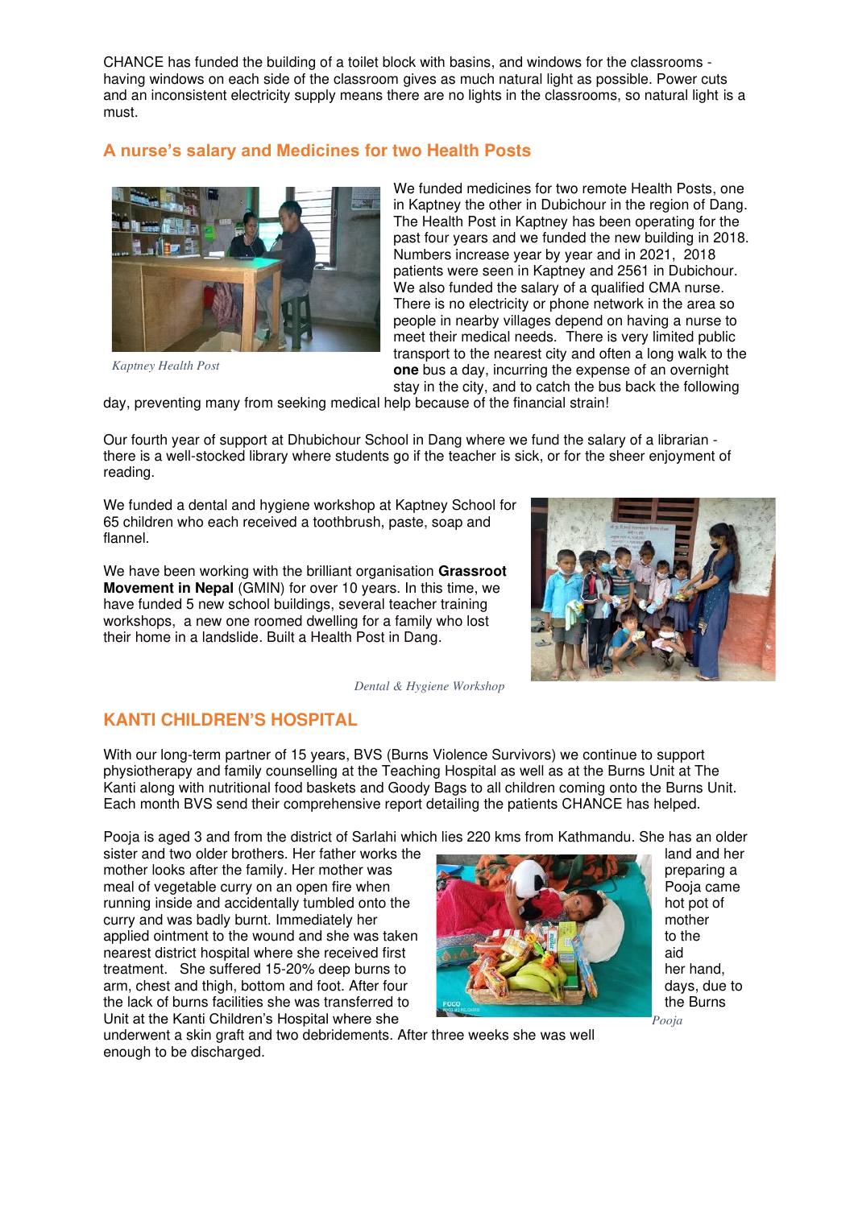CHANCE has funded the building of a toilet block with basins, and windows for the classrooms - having windows on each side of the classroom gives as much natural light as possible. Power cuts and an inconsistent electricity supply means there are no lights in the classrooms, so natural light is a must.

## A nurse's salary and Medicines for two Health Posts

*Kaptney Health Post*

We funded medicines for two remote Health Posts, one in Kaptney the other in Dubichour in the region of Dang. The Health Post in Kaptney has been operating for the past four years and we funded the new building in 2018. Numbers increase year by year and in 2021, 2018 patients were seen in Kaptney and 2561 in Dubichour. We also funded the salary of a qualified CMA nurse. There is no electricity or phone network in the area so people in nearby villages depend on having a nurse to meet their medical needs. There is very limited public transport to the nearest city and often a long walk to the **one** bus a day, incurring the expense of an overnight stay in the city, and to catch the bus back the following day, preventing many from seeking medical help because of the financial strain!

Our fourth year of support at Dhubichour School in Dang where we fund the salary of a librarian - there is a well-stocked library where students go if the teacher is sick, or for the sheer enjoyment of reading.

We funded a dental and hygiene workshop at Kaptney School for 65 children who each received a toothbrush, paste, soap and flannel.

We have been working with the brilliant organisation **Grassroot Movement in Nepal** (GMIN) for over 10 years. In this time, we have funded 5 new school buildings, several teacher training workshops, a new one roomed dwelling for a family who lost their home in a landslide. Built a Health Post in Dang.

*Dental & Hygiene Workshop*

## KANTI CHILDREN'S HOSPITAL

With our long-term partner of 15 years, BVS (Burns Violence Survivors) we continue to support physiotherapy and family counselling at the Teaching Hospital as well as at the Burns Unit at The Kanti along with nutritional food baskets and Goody Bags to all children coming onto the Burns Unit. Each month BVS send their comprehensive report detailing the patients CHANCE has helped.

Pooja is aged 3 and from the district of Sarlahi which lies 220 kms from Kathmandu. She has an older sister and two older brothers. Her father works the land and her mother looks after the family. Her mother was preparing a meal of vegetable curry on an open fire when Pooja came running inside and accidentally tumbled onto the hot pot of curry and was badly burnt. Immediately her mother applied ointment to the wound and she was taken to the nearest district hospital where she received first aid treatment. She suffered 15-20% deep burns to her hand, arm, chest and thigh, bottom and foot. After four days, due to the lack of burns facilities she was transferred to the Burns Unit at the Kanti Children's Hospital where she underwent a skin graft and two debridements. After three weeks she was well enough to be discharged.

*Pooja*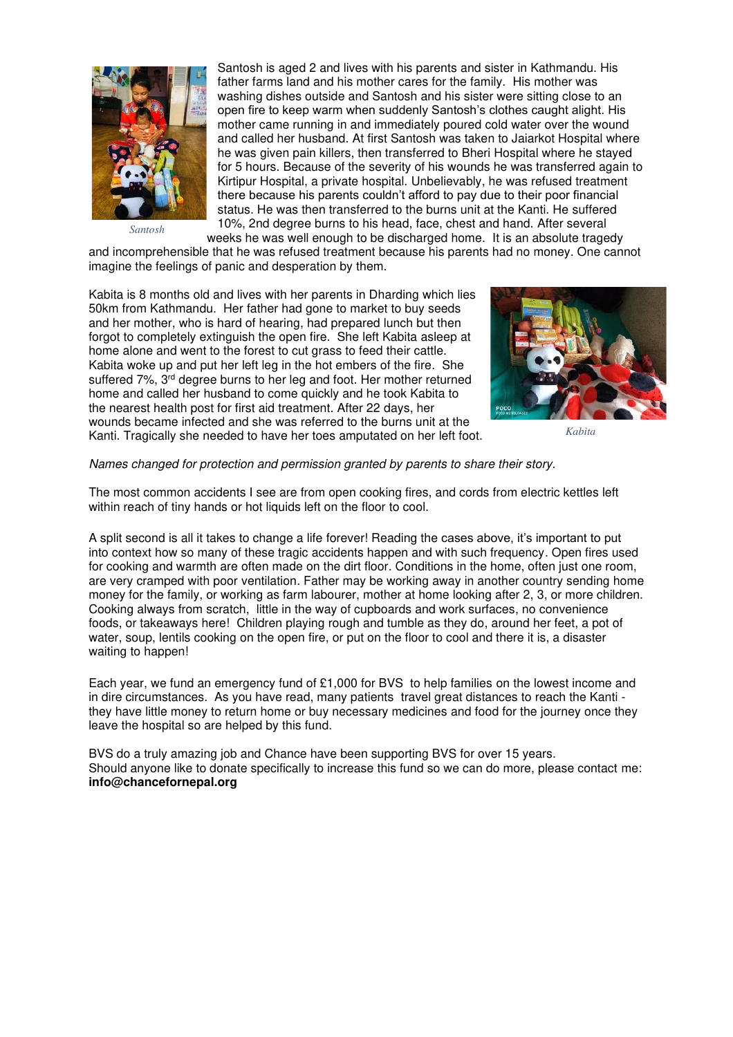Santosh is aged 2 and lives with his parents and sister in Kathmandu. His father farms land and his mother cares for the family. His mother was washing dishes outside and Santosh and his sister were sitting close to an open fire to keep warm when suddenly Santosh's clothes caught alight. His mother came running in and immediately poured cold water over the wound and called her husband. At first Santosh was taken to Jaiarkot Hospital where he was given pain killers, then transferred to Bheri Hospital where he stayed for 5 hours. Because of the severity of his wounds he was transferred again to Kirtipur Hospital, a private hospital. Unbelievably, he was refused treatment there because his parents couldn't afford to pay due to their poor financial status. He was then transferred to the burns unit at the Kanti. He suffered 10%, 2nd degree burns to his head, face, chest and hand. After several weeks he was well enough to be discharged home. It is an absolute tragedy and incomprehensible that he was refused treatment because his parents had no money. One cannot imagine the feelings of panic and desperation by them.

*Santosh*

Kabita is 8 months old and lives with her parents in Dharding which lies 50km from Kathmandu. Her father had gone to market to buy seeds and her mother, who is hard of hearing, had prepared lunch but then forgot to completely extinguish the open fire. She left Kabita asleep at home alone and went to the forest to cut grass to feed their cattle. Kabita woke up and put her left leg in the hot embers of the fire. She suffered 7%, 3rd degree burns to her leg and foot. Her mother returned home and called her husband to come quickly and he took Kabita to the nearest health post for first aid treatment. After 22 days, her wounds became infected and she was referred to the burns unit at the Kanti. Tragically she needed to have her toes amputated on her left foot.

*Kabita*

*Names changed for protection and permission granted by parents to share their story.*

The most common accidents I see are from open cooking fires, and cords from electric kettles left within reach of tiny hands or hot liquids left on the floor to cool.

A split second is all it takes to change a life forever! Reading the cases above, it's important to put into context how so many of these tragic accidents happen and with such frequency. Open fires used for cooking and warmth are often made on the dirt floor. Conditions in the home, often just one room, are very cramped with poor ventilation. Father may be working away in another country sending home money for the family, or working as farm labourer, mother at home looking after 2, 3, or more children. Cooking always from scratch, little in the way of cupboards and work surfaces, no convenience foods, or takeaways here! Children playing rough and tumble as they do, around her feet, a pot of water, soup, lentils cooking on the open fire, or put on the floor to cool and there it is, a disaster waiting to happen!

Each year, we fund an emergency fund of £1,000 for BVS to help families on the lowest income and in dire circumstances. As you have read, many patients travel great distances to reach the Kanti - they have little money to return home or buy necessary medicines and food for the journey once they leave the hospital so are helped by this fund.

BVS do a truly amazing job and Chance have been supporting BVS for over 15 years.
Should anyone like to donate specifically to increase this fund so we can do more, please contact me: **info@chancefornepal.org**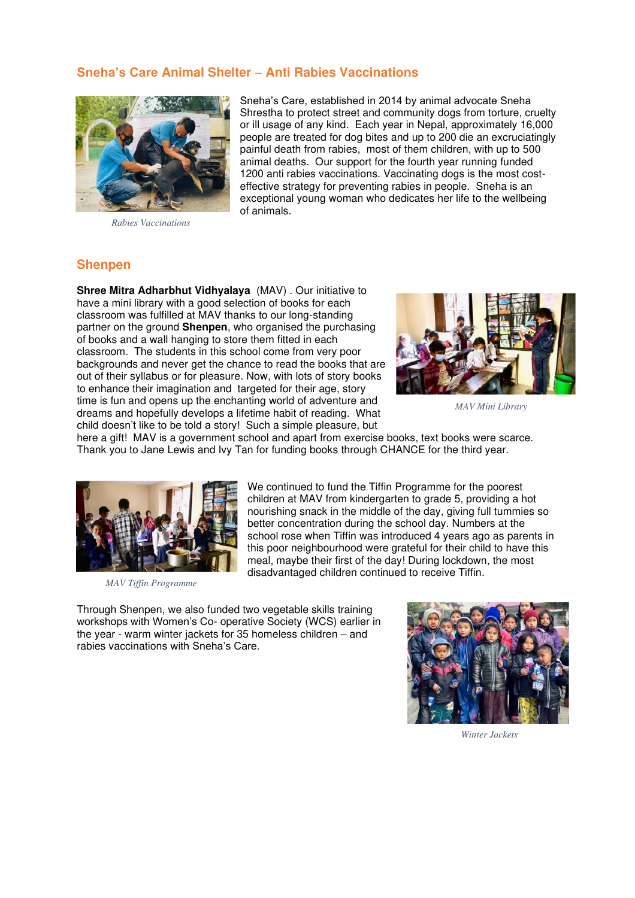## Sneha's Care Animal Shelter – Anti Rabies Vaccinations

Sneha's Care, established in 2014 by animal advocate Sneha Shrestha to protect street and community dogs from torture, cruelty or ill usage of any kind. Each year in Nepal, approximately 16,000 people are treated for dog bites and up to 200 die an excruciatingly painful death from rabies, most of them children, with up to 500 animal deaths. Our support for the fourth year running funded 1200 anti rabies vaccinations. Vaccinating dogs is the most cost-effective strategy for preventing rabies in people. Sneha is an exceptional young woman who dedicates her life to the wellbeing of animals.

*Rabies Vaccinations*

## Shenpen

**Shree Mitra Adharbhut Vidhyalaya** (MAV) . Our initiative to have a mini library with a good selection of books for each classroom was fulfilled at MAV thanks to our long-standing partner on the ground **Shenpen**, who organised the purchasing of books and a wall hanging to store them fitted in each classroom. The students in this school come from very poor backgrounds and never get the chance to read the books that are out of their syllabus or for pleasure. Now, with lots of story books to enhance their imagination and targeted for their age, story time is fun and opens up the enchanting world of adventure and dreams and hopefully develops a lifetime habit of reading. What child doesn't like to be told a story! Such a simple pleasure, but here a gift! MAV is a government school and apart from exercise books, text books were scarce. Thank you to Jane Lewis and Ivy Tan for funding books through CHANCE for the third year.

*MAV Mini Library*

We continued to fund the Tiffin Programme for the poorest children at MAV from kindergarten to grade 5, providing a hot nourishing snack in the middle of the day, giving full tummies so better concentration during the school day. Numbers at the school rose when Tiffin was introduced 4 years ago as parents in this poor neighbourhood were grateful for their child to have this meal, maybe their first of the day! During lockdown, the most disadvantaged children continued to receive Tiffin.

*MAV Tiffin Programme*

Through Shenpen, we also funded two vegetable skills training workshops with Women's Co- operative Society (WCS) earlier in the year - warm winter jackets for 35 homeless children – and rabies vaccinations with Sneha's Care.

*Winter Jackets*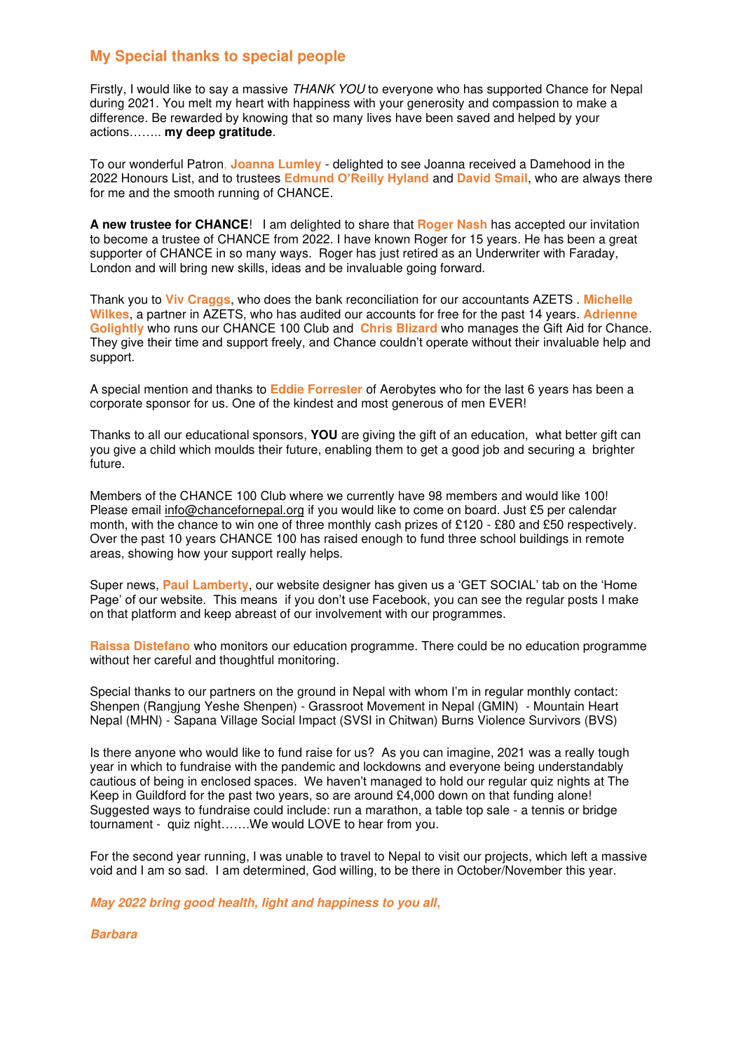## My Special thanks to special people

Firstly, I would like to say a massive *THANK YOU* to everyone who has supported Chance for Nepal during 2021. You melt my heart with happiness with your generosity and compassion to make a difference. Be rewarded by knowing that so many lives have been saved and helped by your actions…….. **my deep gratitude**.

To our wonderful Patron, **Joanna Lumley** - delighted to see Joanna received a Damehood in the 2022 Honours List, and to trustees **Edmund O'Reilly Hyland** and **David Smail**, who are always there for me and the smooth running of CHANCE.

**A new trustee for CHANCE**! I am delighted to share that **Roger Nash** has accepted our invitation to become a trustee of CHANCE from 2022. I have known Roger for 15 years. He has been a great supporter of CHANCE in so many ways. Roger has just retired as an Underwriter with Faraday, London and will bring new skills, ideas and be invaluable going forward.

Thank you to **Viv Craggs**, who does the bank reconciliation for our accountants AZETS . **Michelle Wilkes**, a partner in AZETS, who has audited our accounts for free for the past 14 years. **Adrienne Golightly** who runs our CHANCE 100 Club and **Chris Blizard** who manages the Gift Aid for Chance. They give their time and support freely, and Chance couldn't operate without their invaluable help and support.

A special mention and thanks to **Eddie Forrester** of Aerobytes who for the last 6 years has been a corporate sponsor for us. One of the kindest and most generous of men EVER!

Thanks to all our educational sponsors, **YOU** are giving the gift of an education, what better gift can you give a child which moulds their future, enabling them to get a good job and securing a brighter future.

Members of the CHANCE 100 Club where we currently have 98 members and would like 100! Please email info@chancefornepal.org if you would like to come on board. Just £5 per calendar month, with the chance to win one of three monthly cash prizes of £120 - £80 and £50 respectively. Over the past 10 years CHANCE 100 has raised enough to fund three school buildings in remote areas, showing how your support really helps.

Super news, **Paul Lamberty**, our website designer has given us a 'GET SOCIAL' tab on the 'Home Page' of our website. This means if you don't use Facebook, you can see the regular posts I make on that platform and keep abreast of our involvement with our programmes.

**Raissa Distefano** who monitors our education programme. There could be no education programme without her careful and thoughtful monitoring.

Special thanks to our partners on the ground in Nepal with whom I'm in regular monthly contact: Shenpen (Rangjung Yeshe Shenpen) - Grassroot Movement in Nepal (GMIN) - Mountain Heart Nepal (MHN) - Sapana Village Social Impact (SVSI in Chitwan) Burns Violence Survivors (BVS)

Is there anyone who would like to fund raise for us? As you can imagine, 2021 was a really tough year in which to fundraise with the pandemic and lockdowns and everyone being understandably cautious of being in enclosed spaces. We haven't managed to hold our regular quiz nights at The Keep in Guildford for the past two years, so are around £4,000 down on that funding alone! Suggested ways to fundraise could include: run a marathon, a table top sale - a tennis or bridge tournament - quiz night…….We would LOVE to hear from you.

For the second year running, I was unable to travel to Nepal to visit our projects, which left a massive void and I am so sad. I am determined, God willing, to be there in October/November this year.

***May 2022 bring good health, light and happiness to you all,***

***Barbara***